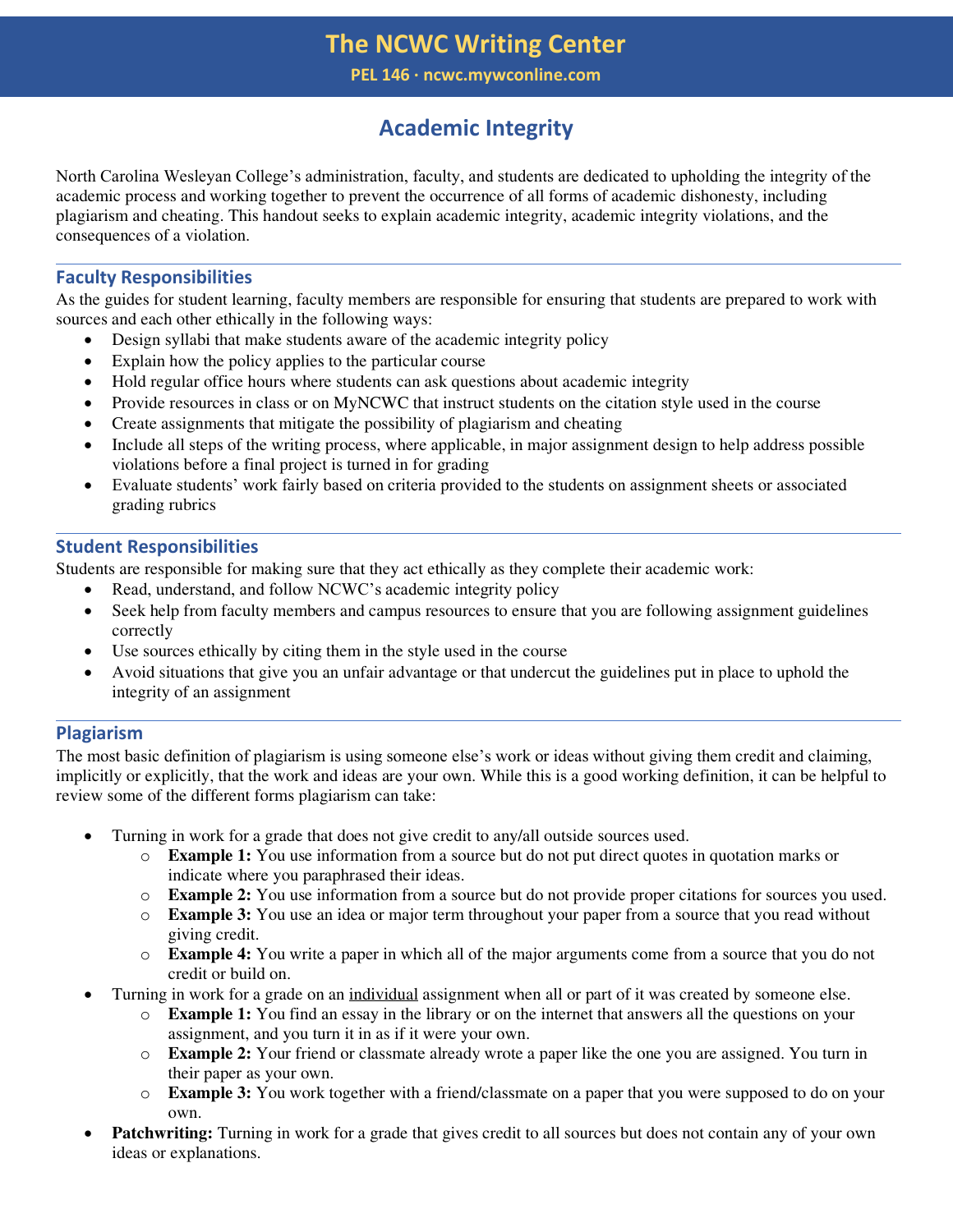# The NCWC Writing Center

**PEL 146 · ncwc.mywconline.com**

## Academic Integrity

North Carolina Wesleyan College's administration, faculty, and students are dedicated to upholding the integrity of the academic process and working together to prevent the occurrence of all forms of academic dishonesty, including plagiarism and cheating. This handout seeks to explain academic integrity, academic integrity violations, and the consequences of a violation.

### Faculty Responsibilities

As the guides for student learning, faculty members are responsible for ensuring that students are prepared to work with sources and each other ethically in the following ways:

- Design syllabi that make students aware of the academic integrity policy
- Explain how the policy applies to the particular course
- Hold regular office hours where students can ask questions about academic integrity
- Provide resources in class or on MyNCWC that instruct students on the citation style used in the course
- Create assignments that mitigate the possibility of plagiarism and cheating
- Include all steps of the writing process, where applicable, in major assignment design to help address possible violations before a final project is turned in for grading
- Evaluate students' work fairly based on criteria provided to the students on assignment sheets or associated grading rubrics

### Student Responsibilities

Students are responsible for making sure that they act ethically as they complete their academic work:

- Read, understand, and follow NCWC's academic integrity policy
- Seek help from faculty members and campus resources to ensure that you are following assignment guidelines correctly
- Use sources ethically by citing them in the style used in the course
- Avoid situations that give you an unfair advantage or that undercut the guidelines put in place to uphold the integrity of an assignment

### Plagiarism

The most basic definition of plagiarism is using someone else's work or ideas without giving them credit and claiming, implicitly or explicitly, that the work and ideas are your own. While this is a good working definition, it can be helpful to review some of the different forms plagiarism can take:

- Turning in work for a grade that does not give credit to any/all outside sources used.
  - **Example 1:** You use information from a source but do not put direct quotes in quotation marks or indicate where you paraphrased their ideas.
  - **Example 2:** You use information from a source but do not provide proper citations for sources you used.
  - **Example 3:** You use an idea or major term throughout your paper from a source that you read without giving credit.
  - **Example 4:** You write a paper in which all of the major arguments come from a source that you do not credit or build on.
- Turning in work for a grade on an <u>individual</u> assignment when all or part of it was created by someone else.
  - **Example 1:** You find an essay in the library or on the internet that answers all the questions on your assignment, and you turn it in as if it were your own.
  - **Example 2:** Your friend or classmate already wrote a paper like the one you are assigned. You turn in their paper as your own.
  - **Example 3:** You work together with a friend/classmate on a paper that you were supposed to do on your own.
- **Patchwriting:** Turning in work for a grade that gives credit to all sources but does not contain any of your own ideas or explanations.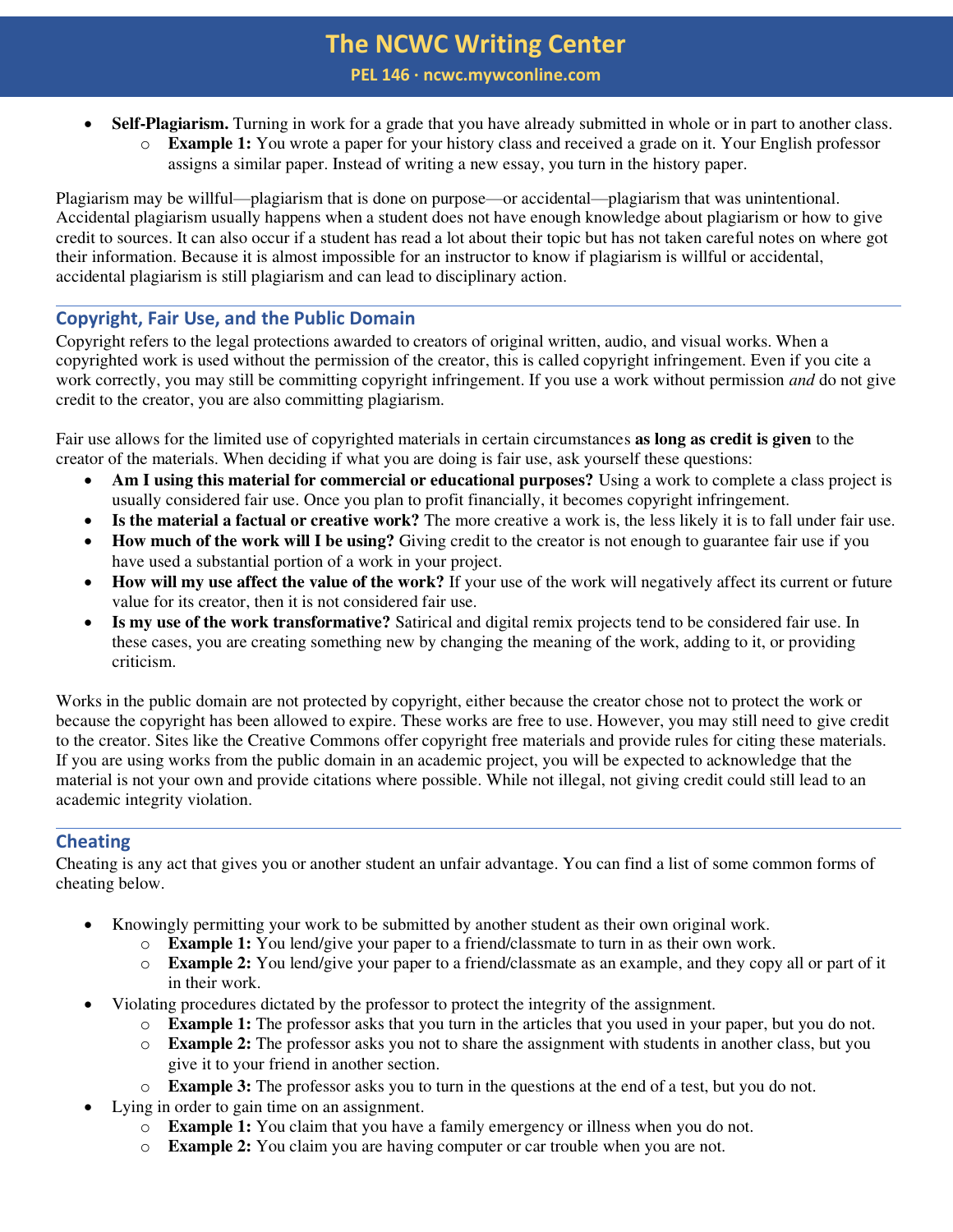- **Self-Plagiarism.** Turning in work for a grade that you have already submitted in whole or in part to another class.
    - **Example 1:** You wrote a paper for your history class and received a grade on it. Your English professor assigns a similar paper. Instead of writing a new essay, you turn in the history paper.

Plagiarism may be willful—plagiarism that is done on purpose—or accidental—plagiarism that was unintentional. Accidental plagiarism usually happens when a student does not have enough knowledge about plagiarism or how to give credit to sources. It can also occur if a student has read a lot about their topic but has not taken careful notes on where got their information. Because it is almost impossible for an instructor to know if plagiarism is willful or accidental, accidental plagiarism is still plagiarism and can lead to disciplinary action.

## Copyright, Fair Use, and the Public Domain

Copyright refers to the legal protections awarded to creators of original written, audio, and visual works. When a copyrighted work is used without the permission of the creator, this is called copyright infringement. Even if you cite a work correctly, you may still be committing copyright infringement. If you use a work without permission *and* do not give credit to the creator, you are also committing plagiarism.

Fair use allows for the limited use of copyrighted materials in certain circumstances **as long as credit is given** to the creator of the materials. When deciding if what you are doing is fair use, ask yourself these questions:

- **Am I using this material for commercial or educational purposes?** Using a work to complete a class project is usually considered fair use. Once you plan to profit financially, it becomes copyright infringement.
- **Is the material a factual or creative work?** The more creative a work is, the less likely it is to fall under fair use.
- **How much of the work will I be using?** Giving credit to the creator is not enough to guarantee fair use if you have used a substantial portion of a work in your project.
- **How will my use affect the value of the work?** If your use of the work will negatively affect its current or future value for its creator, then it is not considered fair use.
- **Is my use of the work transformative?** Satirical and digital remix projects tend to be considered fair use. In these cases, you are creating something new by changing the meaning of the work, adding to it, or providing criticism.

Works in the public domain are not protected by copyright, either because the creator chose not to protect the work or because the copyright has been allowed to expire. These works are free to use. However, you may still need to give credit to the creator. Sites like the Creative Commons offer copyright free materials and provide rules for citing these materials. If you are using works from the public domain in an academic project, you will be expected to acknowledge that the material is not your own and provide citations where possible. While not illegal, not giving credit could still lead to an academic integrity violation.

## Cheating

Cheating is any act that gives you or another student an unfair advantage. You can find a list of some common forms of cheating below.

- Knowingly permitting your work to be submitted by another student as their own original work.
    - **Example 1:** You lend/give your paper to a friend/classmate to turn in as their own work.
    - **Example 2:** You lend/give your paper to a friend/classmate as an example, and they copy all or part of it in their work.
- Violating procedures dictated by the professor to protect the integrity of the assignment.
    - **Example 1:** The professor asks that you turn in the articles that you used in your paper, but you do not.
    - **Example 2:** The professor asks you not to share the assignment with students in another class, but you give it to your friend in another section.
    - **Example 3:** The professor asks you to turn in the questions at the end of a test, but you do not.
- Lying in order to gain time on an assignment.
    - **Example 1:** You claim that you have a family emergency or illness when you do not.
    - **Example 2:** You claim you are having computer or car trouble when you are not.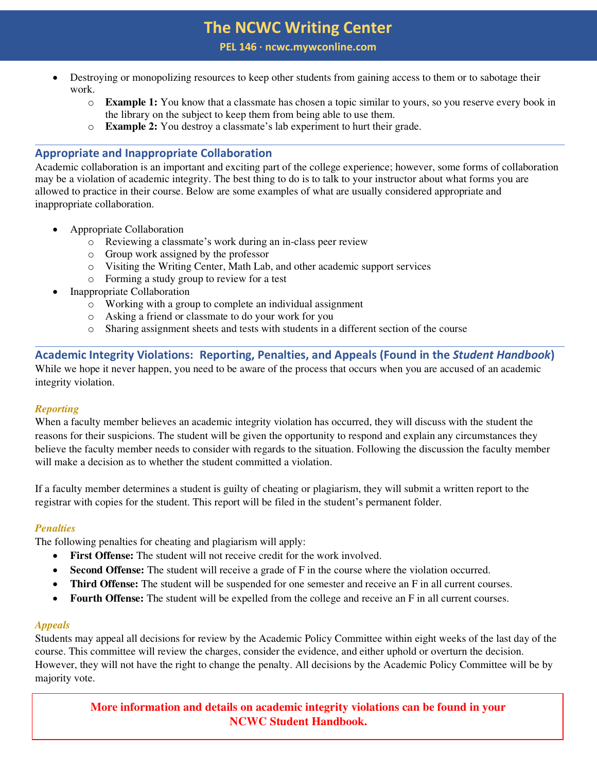- Destroying or monopolizing resources to keep other students from gaining access to them or to sabotage their work.
  - **Example 1:** You know that a classmate has chosen a topic similar to yours, so you reserve every book in the library on the subject to keep them from being able to use them.
  - **Example 2:** You destroy a classmate's lab experiment to hurt their grade.

## Appropriate and Inappropriate Collaboration

Academic collaboration is an important and exciting part of the college experience; however, some forms of collaboration may be a violation of academic integrity. The best thing to do is to talk to your instructor about what forms you are allowed to practice in their course. Below are some examples of what are usually considered appropriate and inappropriate collaboration.

- Appropriate Collaboration
  - Reviewing a classmate's work during an in-class peer review
  - Group work assigned by the professor
  - Visiting the Writing Center, Math Lab, and other academic support services
  - Forming a study group to review for a test
- Inappropriate Collaboration
  - Working with a group to complete an individual assignment
  - Asking a friend or classmate to do your work for you
  - Sharing assignment sheets and tests with students in a different section of the course

## Academic Integrity Violations: Reporting, Penalties, and Appeals (Found in the *Student Handbook*)

While we hope it never happen, you need to be aware of the process that occurs when you are accused of an academic integrity violation.

### *Reporting*

When a faculty member believes an academic integrity violation has occurred, they will discuss with the student the reasons for their suspicions. The student will be given the opportunity to respond and explain any circumstances they believe the faculty member needs to consider with regards to the situation. Following the discussion the faculty member will make a decision as to whether the student committed a violation.

If a faculty member determines a student is guilty of cheating or plagiarism, they will submit a written report to the registrar with copies for the student. This report will be filed in the student's permanent folder.

### *Penalties*

The following penalties for cheating and plagiarism will apply:

- **First Offense:** The student will not receive credit for the work involved.
- **Second Offense:** The student will receive a grade of F in the course where the violation occurred.
- **Third Offense:** The student will be suspended for one semester and receive an F in all current courses.
- **Fourth Offense:** The student will be expelled from the college and receive an F in all current courses.

### *Appeals*

Students may appeal all decisions for review by the Academic Policy Committee within eight weeks of the last day of the course. This committee will review the charges, consider the evidence, and either uphold or overturn the decision. However, they will not have the right to change the penalty. All decisions by the Academic Policy Committee will be by majority vote.

**More information and details on academic integrity violations can be found in your NCWC Student Handbook.**